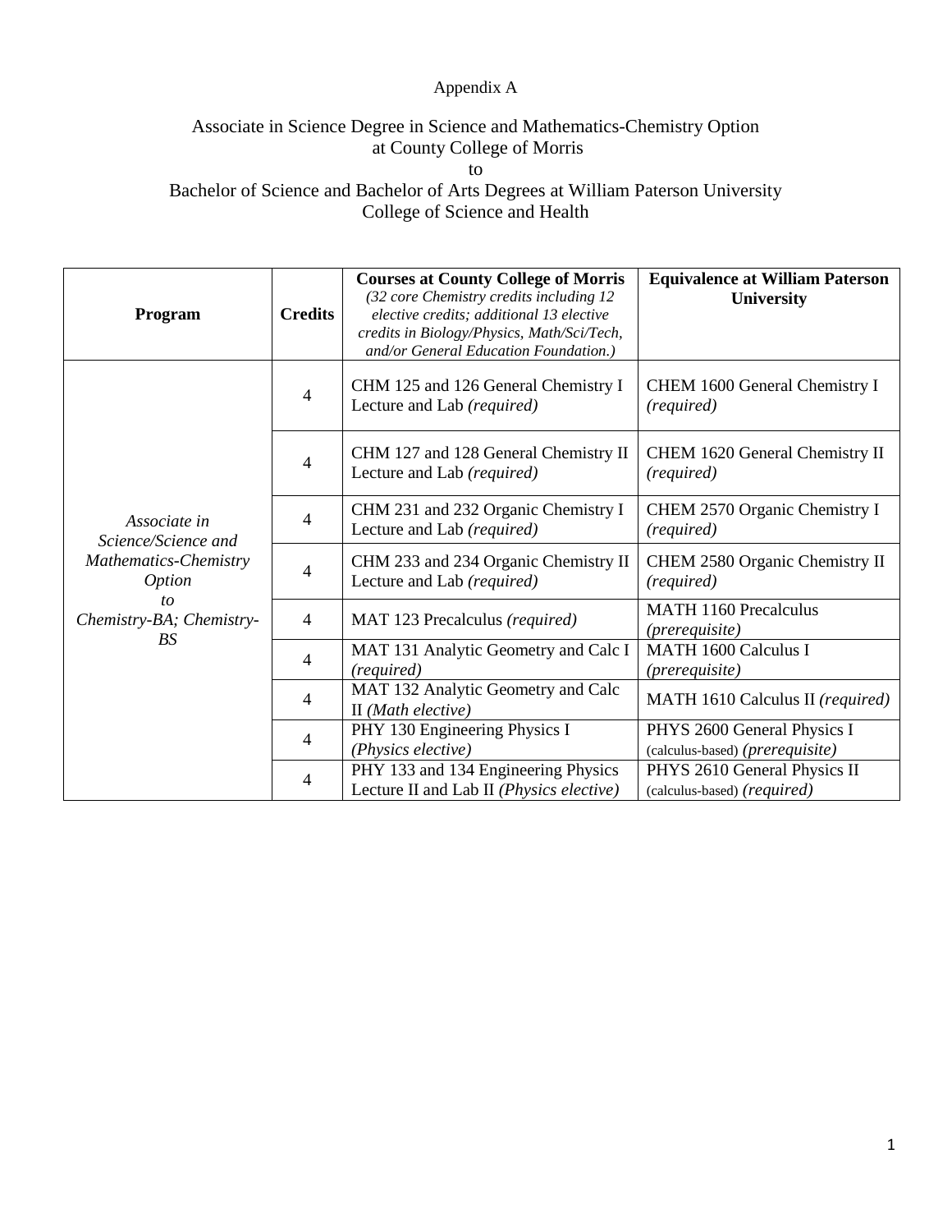Appendix A

Associate in Science Degree in Science and Mathematics-Chemistry Option at County College of Morris to Bachelor of Science and Bachelor of Arts Degrees at William Paterson University College of Science and Health

| **Program** | **Credits** | **Courses at County College of Morris** *(32 core Chemistry credits including 12 elective credits; additional 13 elective credits in Biology/Physics, Math/Sci/Tech, and/or General Education Foundation.)* | **Equivalence at William Paterson University** |
|---|---|---|---|
| *Associate in Science/Science and Mathematics-Chemistry Option to Chemistry-BA; Chemistry-BS* | 4 | CHM 125 and 126 General Chemistry I Lecture and Lab *(required)* | CHEM 1600 General Chemistry I *(required)* |
| | 4 | CHM 127 and 128 General Chemistry II Lecture and Lab *(required)* | CHEM 1620 General Chemistry II *(required)* |
| | 4 | CHM 231 and 232 Organic Chemistry I Lecture and Lab *(required)* | CHEM 2570 Organic Chemistry I *(required)* |
| | 4 | CHM 233 and 234 Organic Chemistry II Lecture and Lab *(required)* | CHEM 2580 Organic Chemistry II *(required)* |
| | 4 | MAT 123 Precalculus *(required)* | MATH 1160 Precalculus *(prerequisite)* |
| | 4 | MAT 131 Analytic Geometry and Calc I *(required)* | MATH 1600 Calculus I *(prerequisite)* |
| | 4 | MAT 132 Analytic Geometry and Calc II *(Math elective)* | MATH 1610 Calculus II *(required)* |
| | 4 | PHY 130 Engineering Physics I *(Physics elective)* | PHYS 2600 General Physics I (calculus-based) *(prerequisite)* |
| | 4 | PHY 133 and 134 Engineering Physics Lecture II and Lab II *(Physics elective)* | PHYS 2610 General Physics II (calculus-based) *(required)* |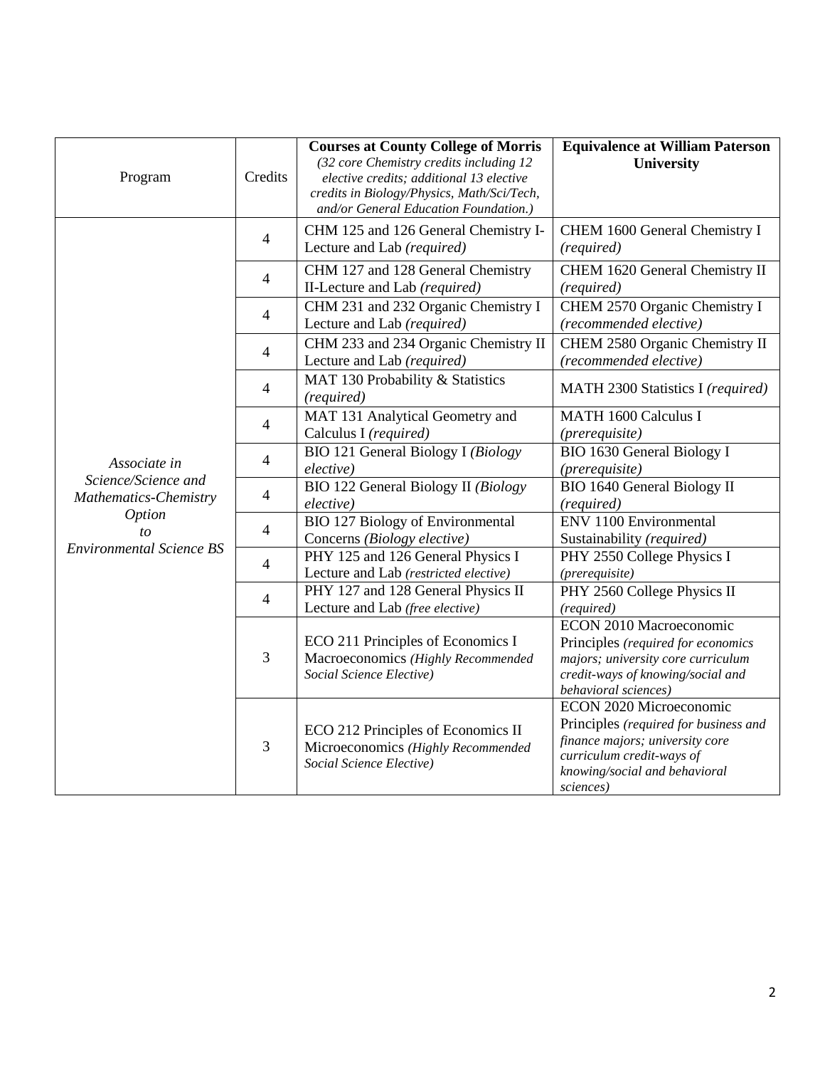| Program | Credits | **Courses at County College of Morris** *(32 core Chemistry credits including 12 elective credits; additional 13 elective credits in Biology/Physics, Math/Sci/Tech, and/or General Education Foundation.)* | **Equivalence at William Paterson University** |
|---|---|---|---|
| *Associate in Science/Science and Mathematics-Chemistry Option to Environmental Science BS* | 4 | CHM 125 and 126 General Chemistry I-Lecture and Lab *(required)* | CHEM 1600 General Chemistry I *(required)* |
| | 4 | CHM 127 and 128 General Chemistry II-Lecture and Lab *(required)* | CHEM 1620 General Chemistry II *(required)* |
| | 4 | CHM 231 and 232 Organic Chemistry I Lecture and Lab *(required)* | CHEM 2570 Organic Chemistry I *(recommended elective)* |
| | 4 | CHM 233 and 234 Organic Chemistry II Lecture and Lab *(required)* | CHEM 2580 Organic Chemistry II *(recommended elective)* |
| | 4 | MAT 130 Probability & Statistics *(required)* | MATH 2300 Statistics I *(required)* |
| | 4 | MAT 131 Analytical Geometry and Calculus I *(required)* | MATH 1600 Calculus I *(prerequisite)* |
| | 4 | BIO 121 General Biology I *(Biology elective)* | BIO 1630 General Biology I *(prerequisite)* |
| | 4 | BIO 122 General Biology II *(Biology elective)* | BIO 1640 General Biology II *(required)* |
| | 4 | BIO 127 Biology of Environmental Concerns *(Biology elective)* | ENV 1100 Environmental Sustainability *(required)* |
| | 4 | PHY 125 and 126 General Physics I Lecture and Lab *(restricted elective)* | PHY 2550 College Physics I *(prerequisite)* |
| | 4 | PHY 127 and 128 General Physics II Lecture and Lab *(free elective)* | PHY 2560 College Physics II *(required)* |
| | 3 | ECO 211 Principles of Economics I Macroeconomics *(Highly Recommended Social Science Elective)* | ECON 2010 Macroeconomic Principles *(required for economics majors; university core curriculum credit-ways of knowing/social and behavioral sciences)* |
| | 3 | ECO 212 Principles of Economics II Microeconomics *(Highly Recommended Social Science Elective)* | ECON 2020 Microeconomic Principles *(required for business and finance majors; university core curriculum credit-ways of knowing/social and behavioral sciences)* |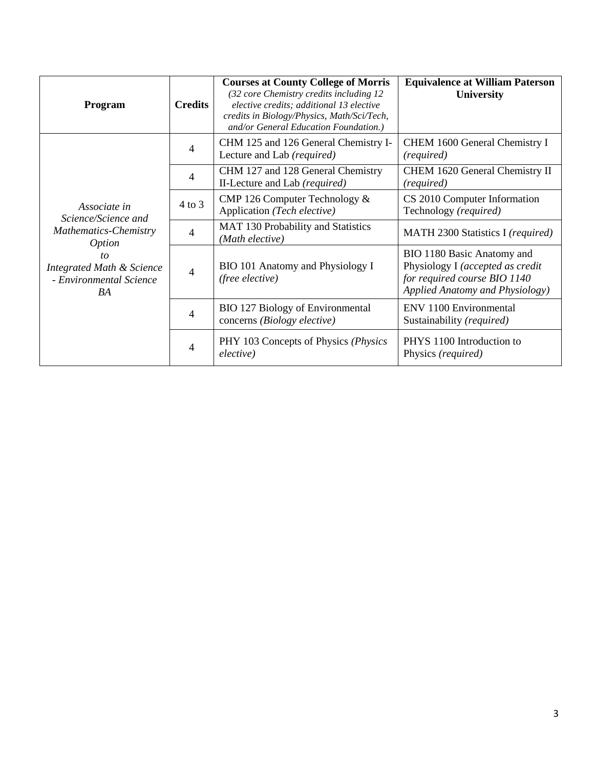| Program | Credits | **Courses at County College of Morris** *(32 core Chemistry credits including 12 elective credits; additional 13 elective credits in Biology/Physics, Math/Sci/Tech, and/or General Education Foundation.)* | Equivalence at William Paterson University |
|---|---|---|---|
| *Associate in Science/Science and Mathematics-Chemistry Option to Integrated Math & Science - Environmental Science BA* | 4 | CHM 125 and 126 General Chemistry I-Lecture and Lab *(required)* | CHEM 1600 General Chemistry I *(required)* |
| | 4 | CHM 127 and 128 General Chemistry II-Lecture and Lab *(required)* | CHEM 1620 General Chemistry II *(required)* |
| | 4 to 3 | CMP 126 Computer Technology & Application *(Tech elective)* | CS 2010 Computer Information Technology *(required)* |
| | 4 | MAT 130 Probability and Statistics *(Math elective)* | MATH 2300 Statistics I *(required)* |
| | 4 | BIO 101 Anatomy and Physiology I *(free elective)* | BIO 1180 Basic Anatomy and Physiology I *(accepted as credit for required course BIO 1140 Applied Anatomy and Physiology)* |
| | 4 | BIO 127 Biology of Environmental concerns *(Biology elective)* | ENV 1100 Environmental Sustainability *(required)* |
| | 4 | PHY 103 Concepts of Physics *(Physics elective)* | PHYS 1100 Introduction to Physics *(required)* |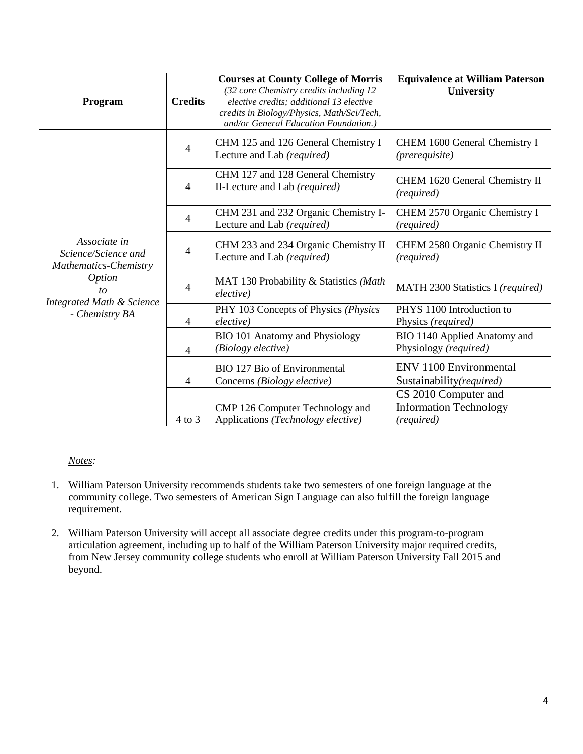| Program | Credits | **Courses at County College of Morris** *(32 core Chemistry credits including 12 elective credits; additional 13 elective credits in Biology/Physics, Math/Sci/Tech, and/or General Education Foundation.)* | **Equivalence at William Paterson University** |
|---|---|---|---|
| *Associate in Science/Science and Mathematics-Chemistry Option to Integrated Math & Science - Chemistry BA* | 4 | CHM 125 and 126 General Chemistry I Lecture and Lab *(required)* | CHEM 1600 General Chemistry I *(prerequisite)* |
| | 4 | CHM 127 and 128 General Chemistry II-Lecture and Lab *(required)* | CHEM 1620 General Chemistry II *(required)* |
| | 4 | CHM 231 and 232 Organic Chemistry I-Lecture and Lab *(required)* | CHEM 2570 Organic Chemistry I *(required)* |
| | 4 | CHM 233 and 234 Organic Chemistry II Lecture and Lab *(required)* | CHEM 2580 Organic Chemistry II *(required)* |
| | 4 | MAT 130 Probability & Statistics *(Math elective)* | MATH 2300 Statistics I *(required)* |
| | 4 | PHY 103 Concepts of Physics *(Physics elective)* | PHYS 1100 Introduction to Physics *(required)* |
| | 4 | BIO 101 Anatomy and Physiology *(Biology elective)* | BIO 1140 Applied Anatomy and Physiology *(required)* |
| | 4 | BIO 127 Bio of Environmental Concerns *(Biology elective)* | ENV 1100 Environmental Sustainability*(required)* |
| | 4 to 3 | CMP 126 Computer Technology and Applications *(Technology elective)* | CS 2010 Computer and Information Technology *(required)* |

*Notes:*

1. William Paterson University recommends students take two semesters of one foreign language at the community college. Two semesters of American Sign Language can also fulfill the foreign language requirement.

2. William Paterson University will accept all associate degree credits under this program-to-program articulation agreement, including up to half of the William Paterson University major required credits, from New Jersey community college students who enroll at William Paterson University Fall 2015 and beyond.